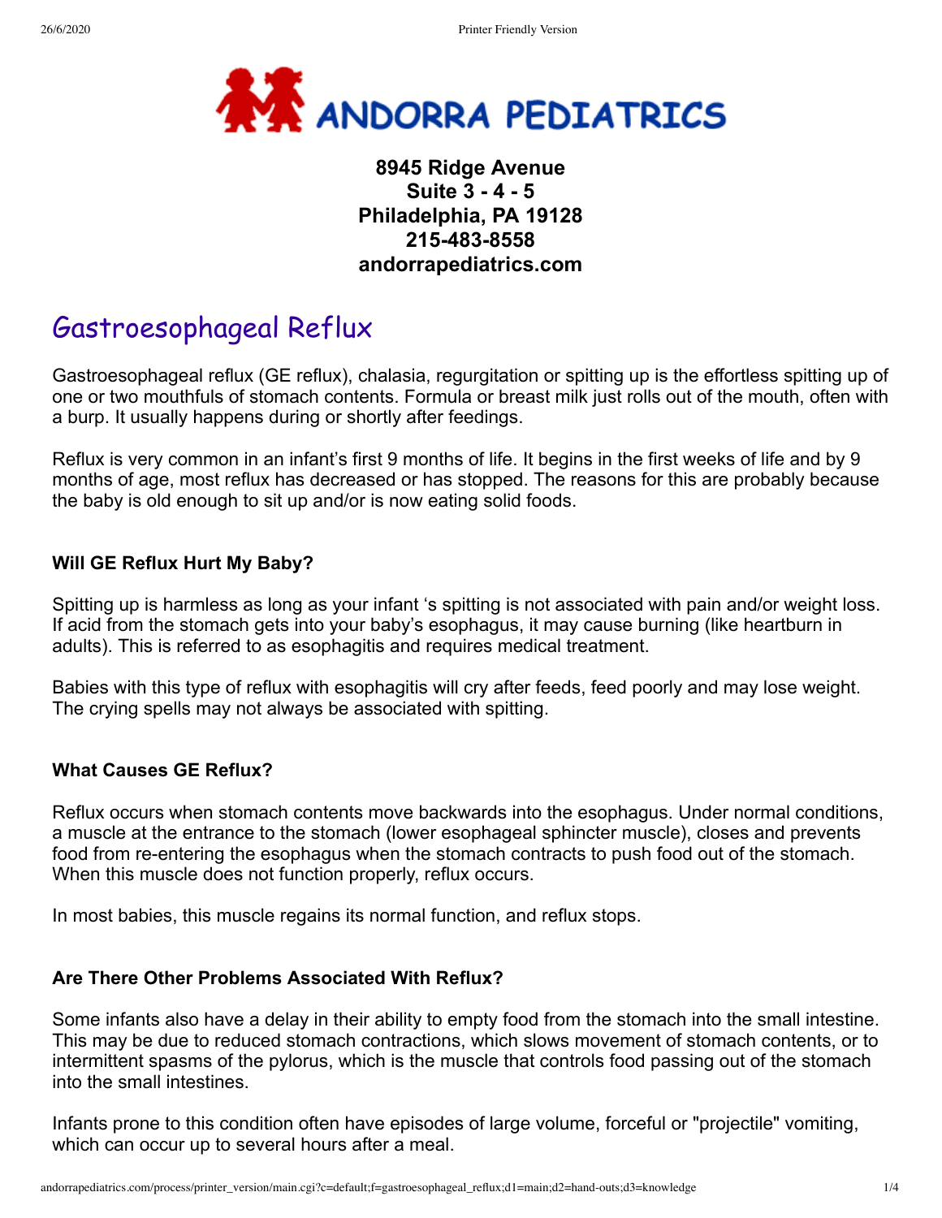**ANDORRA PEDIATRICS**

**8945 Ridge Avenue**
**Suite 3 - 4 - 5**
**Philadelphia, PA 19128**
**215-483-8558**
**andorrapediatrics.com**

# Gastroesophageal Reflux

Gastroesophageal reflux (GE reflux), chalasia, regurgitation or spitting up is the effortless spitting up of one or two mouthfuls of stomach contents. Formula or breast milk just rolls out of the mouth, often with a burp. It usually happens during or shortly after feedings.

Reflux is very common in an infant's first 9 months of life. It begins in the first weeks of life and by 9 months of age, most reflux has decreased or has stopped. The reasons for this are probably because the baby is old enough to sit up and/or is now eating solid foods.

### Will GE Reflux Hurt My Baby?

Spitting up is harmless as long as your infant 's spitting is not associated with pain and/or weight loss. If acid from the stomach gets into your baby's esophagus, it may cause burning (like heartburn in adults). This is referred to as esophagitis and requires medical treatment.

Babies with this type of reflux with esophagitis will cry after feeds, feed poorly and may lose weight. The crying spells may not always be associated with spitting.

### What Causes GE Reflux?

Reflux occurs when stomach contents move backwards into the esophagus. Under normal conditions, a muscle at the entrance to the stomach (lower esophageal sphincter muscle), closes and prevents food from re-entering the esophagus when the stomach contracts to push food out of the stomach. When this muscle does not function properly, reflux occurs.

In most babies, this muscle regains its normal function, and reflux stops.

### Are There Other Problems Associated With Reflux?

Some infants also have a delay in their ability to empty food from the stomach into the small intestine. This may be due to reduced stomach contractions, which slows movement of stomach contents, or to intermittent spasms of the pylorus, which is the muscle that controls food passing out of the stomach into the small intestines.

Infants prone to this condition often have episodes of large volume, forceful or "projectile" vomiting, which can occur up to several hours after a meal.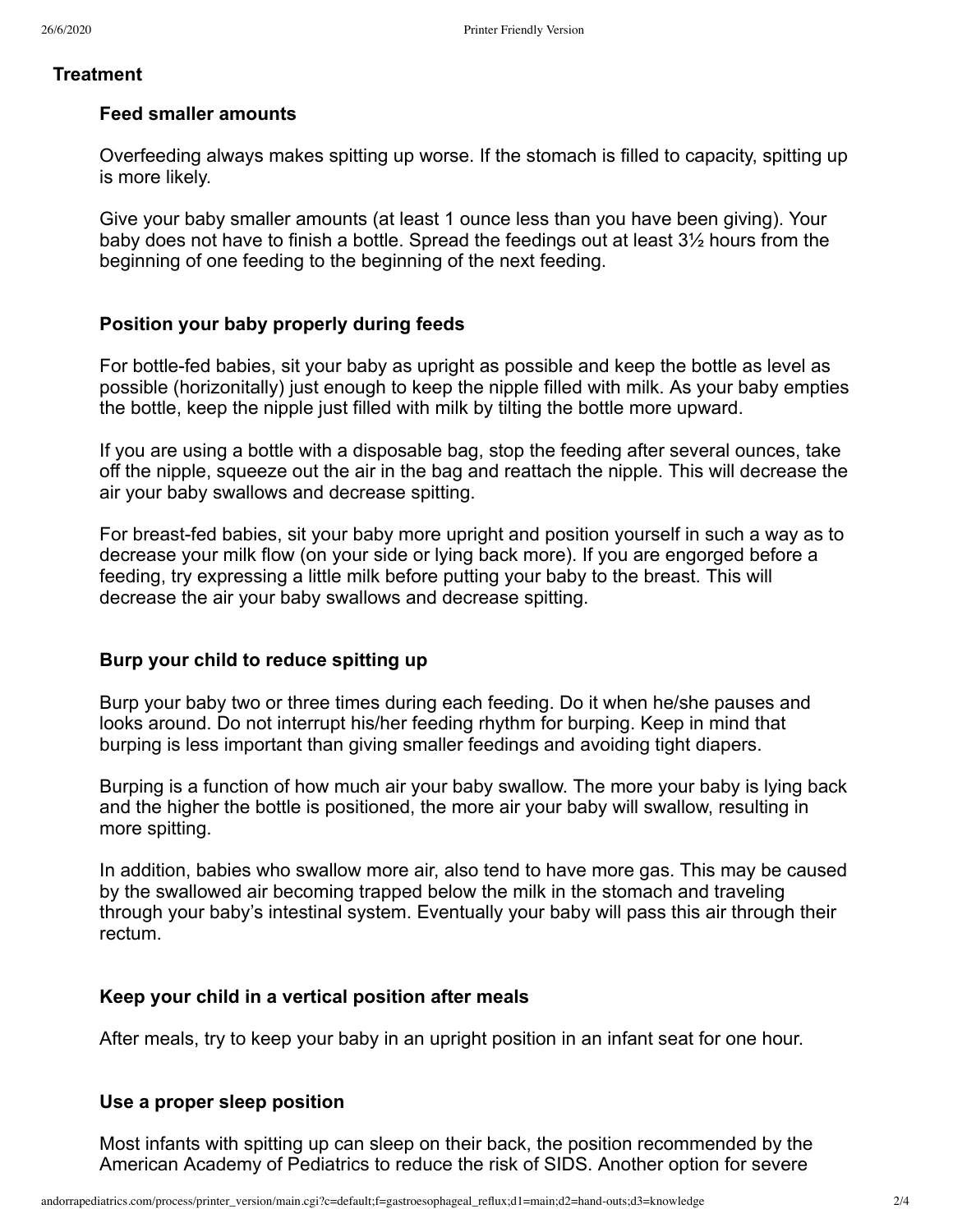## Treatment

### Feed smaller amounts

Overfeeding always makes spitting up worse. If the stomach is filled to capacity, spitting up is more likely.

Give your baby smaller amounts (at least 1 ounce less than you have been giving). Your baby does not have to finish a bottle. Spread the feedings out at least 3½ hours from the beginning of one feeding to the beginning of the next feeding.

### Position your baby properly during feeds

For bottle-fed babies, sit your baby as upright as possible and keep the bottle as level as possible (horizonitally) just enough to keep the nipple filled with milk. As your baby empties the bottle, keep the nipple just filled with milk by tilting the bottle more upward.

If you are using a bottle with a disposable bag, stop the feeding after several ounces, take off the nipple, squeeze out the air in the bag and reattach the nipple. This will decrease the air your baby swallows and decrease spitting.

For breast-fed babies, sit your baby more upright and position yourself in such a way as to decrease your milk flow (on your side or lying back more). If you are engorged before a feeding, try expressing a little milk before putting your baby to the breast. This will decrease the air your baby swallows and decrease spitting.

### Burp your child to reduce spitting up

Burp your baby two or three times during each feeding. Do it when he/she pauses and looks around. Do not interrupt his/her feeding rhythm for burping. Keep in mind that burping is less important than giving smaller feedings and avoiding tight diapers.

Burping is a function of how much air your baby swallow. The more your baby is lying back and the higher the bottle is positioned, the more air your baby will swallow, resulting in more spitting.

In addition, babies who swallow more air, also tend to have more gas. This may be caused by the swallowed air becoming trapped below the milk in the stomach and traveling through your baby's intestinal system. Eventually your baby will pass this air through their rectum.

### Keep your child in a vertical position after meals

After meals, try to keep your baby in an upright position in an infant seat for one hour.

### Use a proper sleep position

Most infants with spitting up can sleep on their back, the position recommended by the American Academy of Pediatrics to reduce the risk of SIDS. Another option for severe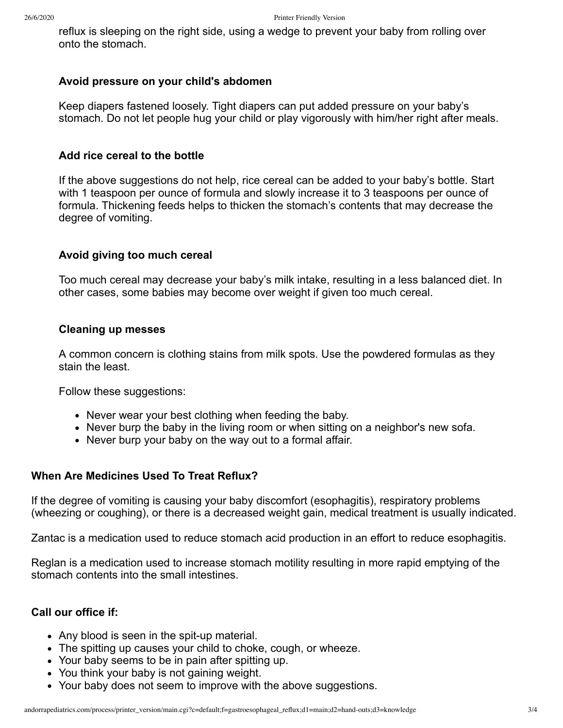reflux is sleeping on the right side, using a wedge to prevent your baby from rolling over onto the stomach.

### Avoid pressure on your child's abdomen

Keep diapers fastened loosely. Tight diapers can put added pressure on your baby's stomach. Do not let people hug your child or play vigorously with him/her right after meals.

### Add rice cereal to the bottle

If the above suggestions do not help, rice cereal can be added to your baby's bottle. Start with 1 teaspoon per ounce of formula and slowly increase it to 3 teaspoons per ounce of formula. Thickening feeds helps to thicken the stomach's contents that may decrease the degree of vomiting.

### Avoid giving too much cereal

Too much cereal may decrease your baby's milk intake, resulting in a less balanced diet. In other cases, some babies may become over weight if given too much cereal.

### Cleaning up messes

A common concern is clothing stains from milk spots. Use the powdered formulas as they stain the least.

Follow these suggestions:

- Never wear your best clothing when feeding the baby.
- Never burp the baby in the living room or when sitting on a neighbor's new sofa.
- Never burp your baby on the way out to a formal affair.

## When Are Medicines Used To Treat Reflux?

If the degree of vomiting is causing your baby discomfort (esophagitis), respiratory problems (wheezing or coughing), or there is a decreased weight gain, medical treatment is usually indicated.

Zantac is a medication used to reduce stomach acid production in an effort to reduce esophagitis.

Reglan is a medication used to increase stomach motility resulting in more rapid emptying of the stomach contents into the small intestines.

## Call our office if:

- Any blood is seen in the spit-up material.
- The spitting up causes your child to choke, cough, or wheeze.
- Your baby seems to be in pain after spitting up.
- You think your baby is not gaining weight.
- Your baby does not seem to improve with the above suggestions.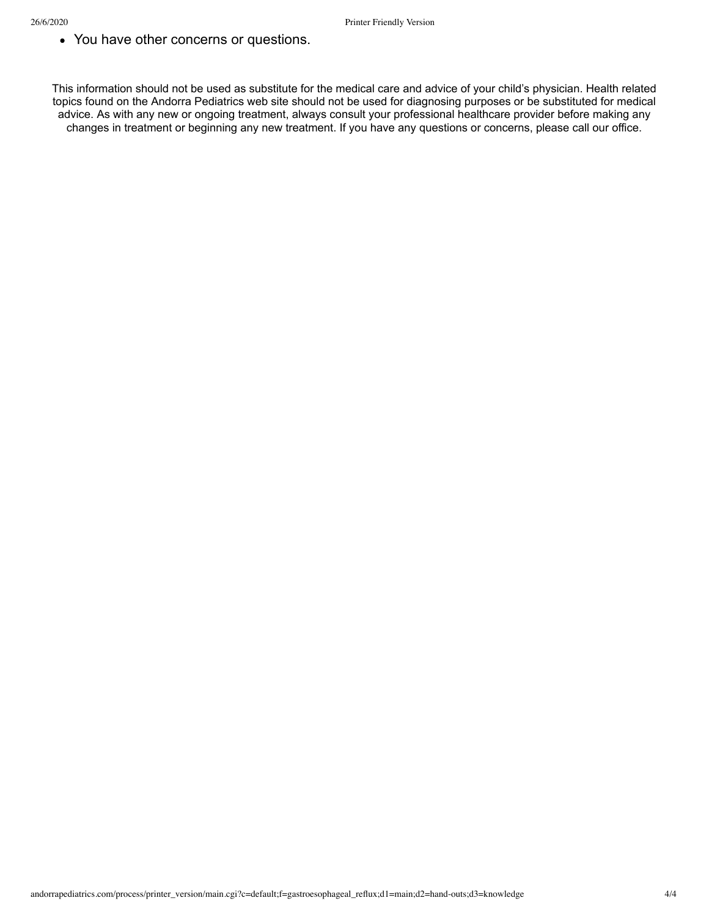- You have other concerns or questions.

This information should not be used as substitute for the medical care and advice of your child's physician. Health related topics found on the Andorra Pediatrics web site should not be used for diagnosing purposes or be substituted for medical advice. As with any new or ongoing treatment, always consult your professional healthcare provider before making any changes in treatment or beginning any new treatment. If you have any questions or concerns, please call our office.